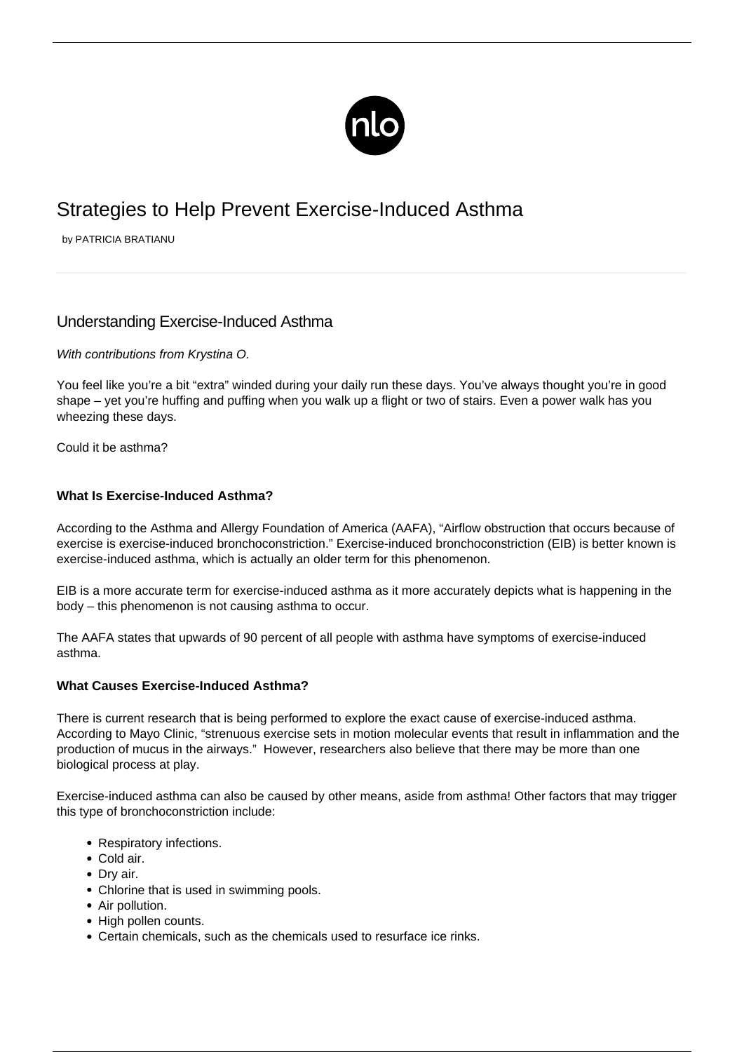# Strategies to Help Prevent Exercise-Induced Asthma

by PATRICIA BRATIANU

## Understanding Exercise-Induced Asthma

*With contributions from Krystina O.*

You feel like you're a bit "extra" winded during your daily run these days. You've always thought you're in good shape – yet you're huffing and puffing when you walk up a flight or two of stairs. Even a power walk has you wheezing these days.

Could it be asthma?

### What Is Exercise-Induced Asthma?

According to the Asthma and Allergy Foundation of America (AAFA), "Airflow obstruction that occurs because of exercise is exercise-induced bronchoconstriction." Exercise-induced bronchoconstriction (EIB) is better known is exercise-induced asthma, which is actually an older term for this phenomenon.

EIB is a more accurate term for exercise-induced asthma as it more accurately depicts what is happening in the body – this phenomenon is not causing asthma to occur.

The AAFA states that upwards of 90 percent of all people with asthma have symptoms of exercise-induced asthma.

### What Causes Exercise-Induced Asthma?

There is current research that is being performed to explore the exact cause of exercise-induced asthma. According to Mayo Clinic, "strenuous exercise sets in motion molecular events that result in inflammation and the production of mucus in the airways." However, researchers also believe that there may be more than one biological process at play.

Exercise-induced asthma can also be caused by other means, aside from asthma! Other factors that may trigger this type of bronchoconstriction include:

- Respiratory infections.
- Cold air.
- Dry air.
- Chlorine that is used in swimming pools.
- Air pollution.
- High pollen counts.
- Certain chemicals, such as the chemicals used to resurface ice rinks.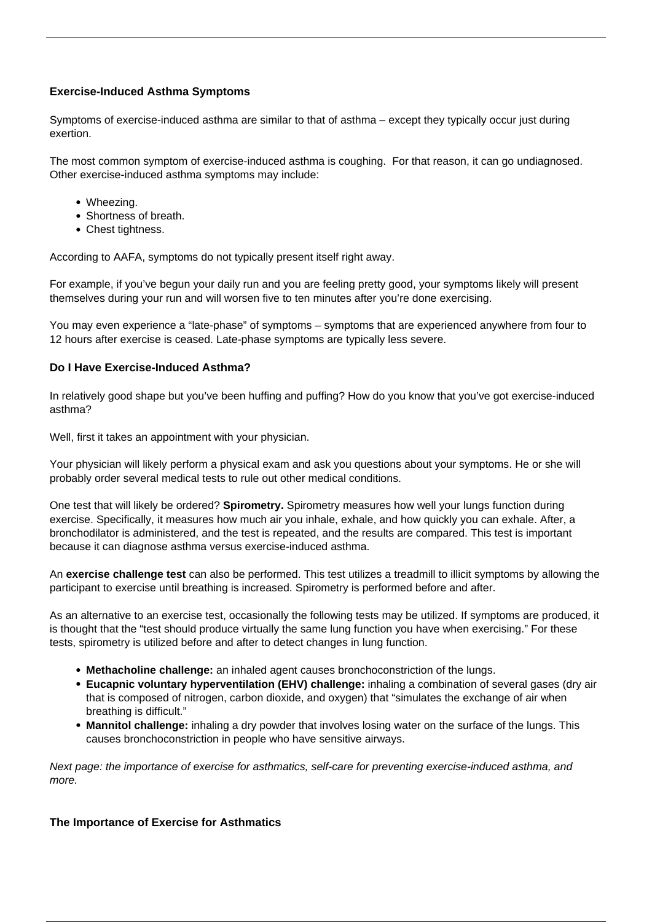### Exercise-Induced Asthma Symptoms

Symptoms of exercise-induced asthma are similar to that of asthma – except they typically occur just during exertion.

The most common symptom of exercise-induced asthma is coughing.  For that reason, it can go undiagnosed. Other exercise-induced asthma symptoms may include:

- Wheezing.
- Shortness of breath.
- Chest tightness.

According to AAFA, symptoms do not typically present itself right away.

For example, if you've begun your daily run and you are feeling pretty good, your symptoms likely will present themselves during your run and will worsen five to ten minutes after you're done exercising.

You may even experience a "late-phase" of symptoms – symptoms that are experienced anywhere from four to 12 hours after exercise is ceased. Late-phase symptoms are typically less severe.

### Do I Have Exercise-Induced Asthma?

In relatively good shape but you've been huffing and puffing? How do you know that you've got exercise-induced asthma?

Well, first it takes an appointment with your physician.

Your physician will likely perform a physical exam and ask you questions about your symptoms. He or she will probably order several medical tests to rule out other medical conditions.

One test that will likely be ordered? **Spirometry.** Spirometry measures how well your lungs function during exercise. Specifically, it measures how much air you inhale, exhale, and how quickly you can exhale. After, a bronchodilator is administered, and the test is repeated, and the results are compared. This test is important because it can diagnose asthma versus exercise-induced asthma.

An **exercise challenge test** can also be performed. This test utilizes a treadmill to illicit symptoms by allowing the participant to exercise until breathing is increased. Spirometry is performed before and after.

As an alternative to an exercise test, occasionally the following tests may be utilized. If symptoms are produced, it is thought that the "test should produce virtually the same lung function you have when exercising." For these tests, spirometry is utilized before and after to detect changes in lung function.

- **Methacholine challenge:** an inhaled agent causes bronchoconstriction of the lungs.
- **Eucapnic voluntary hyperventilation (EHV) challenge:** inhaling a combination of several gases (dry air that is composed of nitrogen, carbon dioxide, and oxygen) that "simulates the exchange of air when breathing is difficult."
- **Mannitol challenge:** inhaling a dry powder that involves losing water on the surface of the lungs. This causes bronchoconstriction in people who have sensitive airways.

*Next page: the importance of exercise for asthmatics, self-care for preventing exercise-induced asthma, and more.*

### The Importance of Exercise for Asthmatics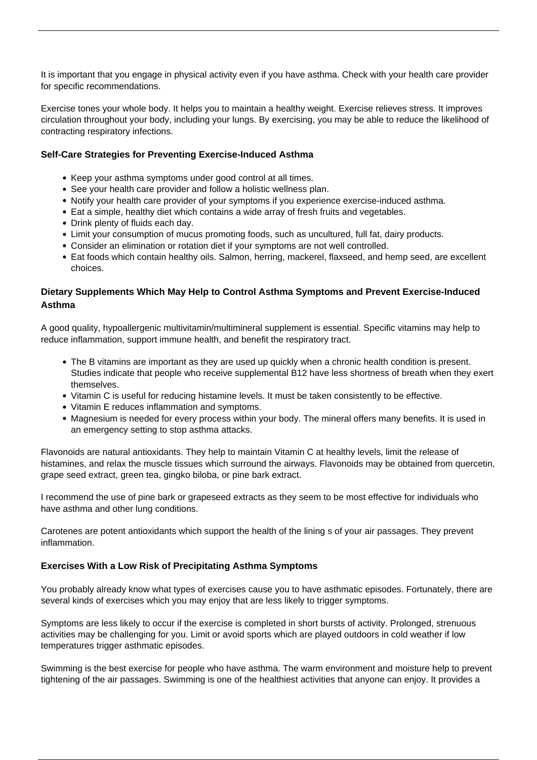It is important that you engage in physical activity even if you have asthma. Check with your health care provider for specific recommendations.

Exercise tones your whole body. It helps you to maintain a healthy weight. Exercise relieves stress. It improves circulation throughout your body, including your lungs. By exercising, you may be able to reduce the likelihood of contracting respiratory infections.

**Self-Care Strategies for Preventing Exercise-Induced Asthma**

- Keep your asthma symptoms under good control at all times.
- See your health care provider and follow a holistic wellness plan.
- Notify your health care provider of your symptoms if you experience exercise-induced asthma.
- Eat a simple, healthy diet which contains a wide array of fresh fruits and vegetables.
- Drink plenty of fluids each day.
- Limit your consumption of mucus promoting foods, such as uncultured, full fat, dairy products.
- Consider an elimination or rotation diet if your symptoms are not well controlled.
- Eat foods which contain healthy oils. Salmon, herring, mackerel, flaxseed, and hemp seed, are excellent choices.

**Dietary Supplements Which May Help to Control Asthma Symptoms and Prevent Exercise-Induced Asthma**

A good quality, hypoallergenic multivitamin/multimineral supplement is essential. Specific vitamins may help to reduce inflammation, support immune health, and benefit the respiratory tract.

- The B vitamins are important as they are used up quickly when a chronic health condition is present. Studies indicate that people who receive supplemental B12 have less shortness of breath when they exert themselves.
- Vitamin C is useful for reducing histamine levels. It must be taken consistently to be effective.
- Vitamin E reduces inflammation and symptoms.
- Magnesium is needed for every process within your body. The mineral offers many benefits. It is used in an emergency setting to stop asthma attacks.

Flavonoids are natural antioxidants. They help to maintain Vitamin C at healthy levels, limit the release of histamines, and relax the muscle tissues which surround the airways. Flavonoids may be obtained from quercetin, grape seed extract, green tea, gingko biloba, or pine bark extract.

I recommend the use of pine bark or grapeseed extracts as they seem to be most effective for individuals who have asthma and other lung conditions.

Carotenes are potent antioxidants which support the health of the lining s of your air passages. They prevent inflammation.

**Exercises With a Low Risk of Precipitating Asthma Symptoms**

You probably already know what types of exercises cause you to have asthmatic episodes. Fortunately, there are several kinds of exercises which you may enjoy that are less likely to trigger symptoms.

Symptoms are less likely to occur if the exercise is completed in short bursts of activity. Prolonged, strenuous activities may be challenging for you. Limit or avoid sports which are played outdoors in cold weather if low temperatures trigger asthmatic episodes.

Swimming is the best exercise for people who have asthma. The warm environment and moisture help to prevent tightening of the air passages. Swimming is one of the healthiest activities that anyone can enjoy. It provides a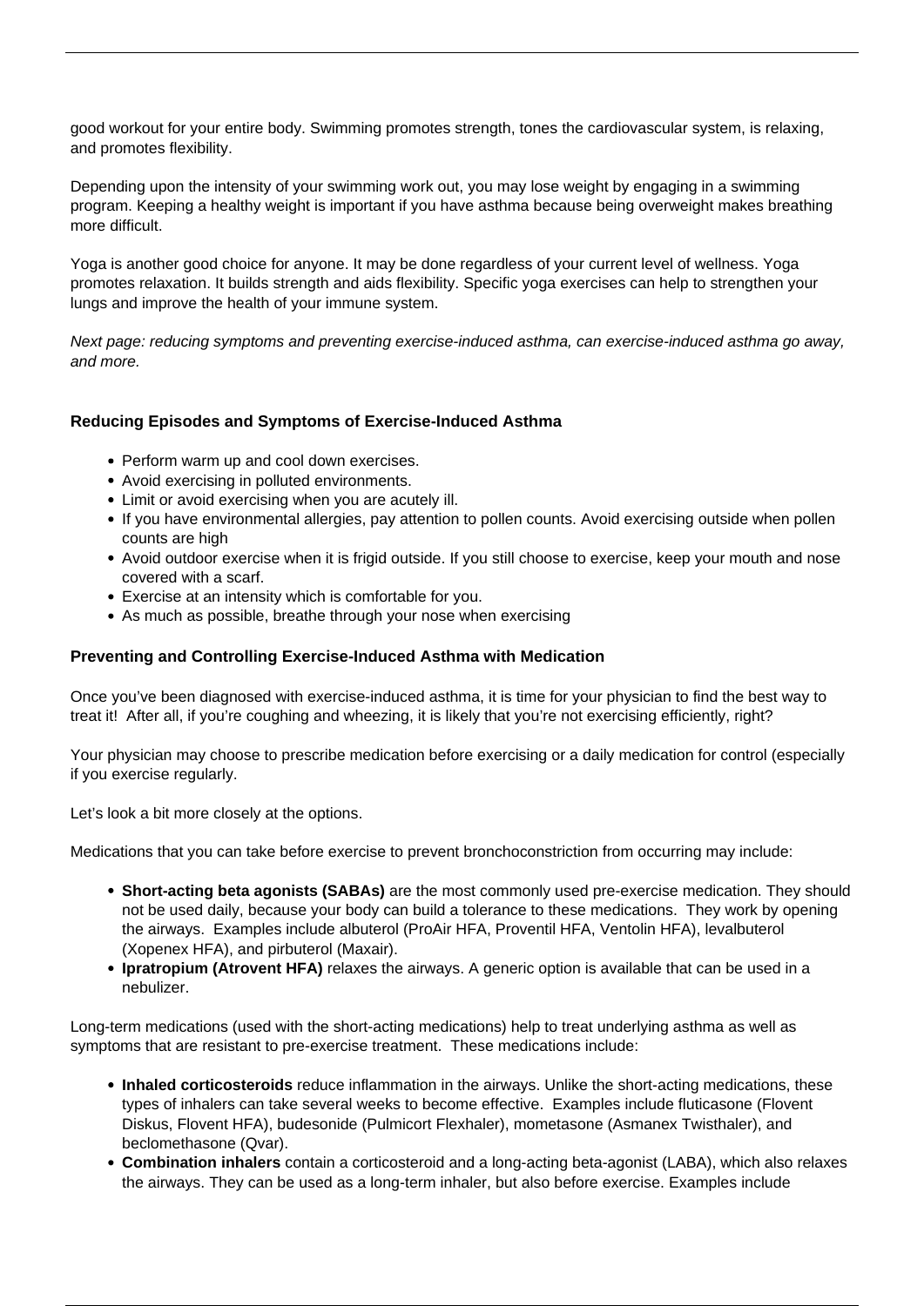good workout for your entire body. Swimming promotes strength, tones the cardiovascular system, is relaxing, and promotes flexibility.

Depending upon the intensity of your swimming work out, you may lose weight by engaging in a swimming program. Keeping a healthy weight is important if you have asthma because being overweight makes breathing more difficult.

Yoga is another good choice for anyone. It may be done regardless of your current level of wellness. Yoga promotes relaxation. It builds strength and aids flexibility. Specific yoga exercises can help to strengthen your lungs and improve the health of your immune system.

*Next page: reducing symptoms and preventing exercise-induced asthma, can exercise-induced asthma go away, and more.*

### Reducing Episodes and Symptoms of Exercise-Induced Asthma

- Perform warm up and cool down exercises.
- Avoid exercising in polluted environments.
- Limit or avoid exercising when you are acutely ill.
- If you have environmental allergies, pay attention to pollen counts. Avoid exercising outside when pollen counts are high
- Avoid outdoor exercise when it is frigid outside. If you still choose to exercise, keep your mouth and nose covered with a scarf.
- Exercise at an intensity which is comfortable for you.
- As much as possible, breathe through your nose when exercising

### Preventing and Controlling Exercise-Induced Asthma with Medication

Once you've been diagnosed with exercise-induced asthma, it is time for your physician to find the best way to treat it! After all, if you're coughing and wheezing, it is likely that you're not exercising efficiently, right?

Your physician may choose to prescribe medication before exercising or a daily medication for control (especially if you exercise regularly.

Let's look a bit more closely at the options.

Medications that you can take before exercise to prevent bronchoconstriction from occurring may include:

- **Short-acting beta agonists (SABAs)** are the most commonly used pre-exercise medication. They should not be used daily, because your body can build a tolerance to these medications. They work by opening the airways. Examples include albuterol (ProAir HFA, Proventil HFA, Ventolin HFA), levalbuterol (Xopenex HFA), and pirbuterol (Maxair).
- **Ipratropium (Atrovent HFA)** relaxes the airways. A generic option is available that can be used in a nebulizer.

Long-term medications (used with the short-acting medications) help to treat underlying asthma as well as symptoms that are resistant to pre-exercise treatment. These medications include:

- **Inhaled corticosteroids** reduce inflammation in the airways. Unlike the short-acting medications, these types of inhalers can take several weeks to become effective. Examples include fluticasone (Flovent Diskus, Flovent HFA), budesonide (Pulmicort Flexhaler), mometasone (Asmanex Twisthaler), and beclomethasone (Qvar).
- **Combination inhalers** contain a corticosteroid and a long-acting beta-agonist (LABA), which also relaxes the airways. They can be used as a long-term inhaler, but also before exercise. Examples include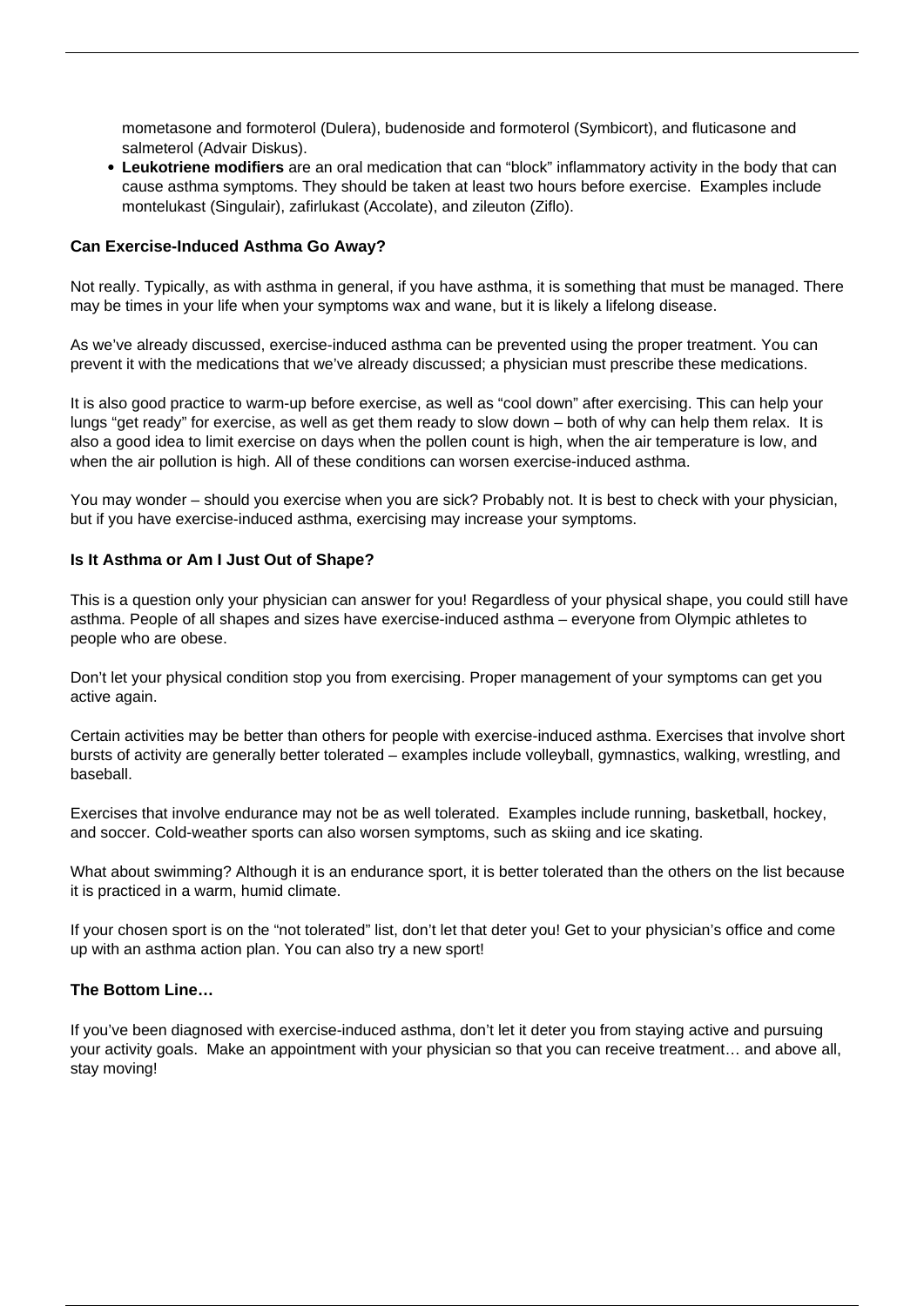mometasone and formoterol (Dulera), budenoside and formoterol (Symbicort), and fluticasone and salmeterol (Advair Diskus).

- **Leukotriene modifiers** are an oral medication that can "block" inflammatory activity in the body that can cause asthma symptoms. They should be taken at least two hours before exercise. Examples include montelukast (Singulair), zafirlukast (Accolate), and zileuton (Ziflo).

**Can Exercise-Induced Asthma Go Away?**

Not really. Typically, as with asthma in general, if you have asthma, it is something that must be managed. There may be times in your life when your symptoms wax and wane, but it is likely a lifelong disease.

As we've already discussed, exercise-induced asthma can be prevented using the proper treatment. You can prevent it with the medications that we've already discussed; a physician must prescribe these medications.

It is also good practice to warm-up before exercise, as well as "cool down" after exercising. This can help your lungs "get ready" for exercise, as well as get them ready to slow down – both of why can help them relax. It is also a good idea to limit exercise on days when the pollen count is high, when the air temperature is low, and when the air pollution is high. All of these conditions can worsen exercise-induced asthma.

You may wonder – should you exercise when you are sick? Probably not. It is best to check with your physician, but if you have exercise-induced asthma, exercising may increase your symptoms.

**Is It Asthma or Am I Just Out of Shape?**

This is a question only your physician can answer for you! Regardless of your physical shape, you could still have asthma. People of all shapes and sizes have exercise-induced asthma – everyone from Olympic athletes to people who are obese.

Don't let your physical condition stop you from exercising. Proper management of your symptoms can get you active again.

Certain activities may be better than others for people with exercise-induced asthma. Exercises that involve short bursts of activity are generally better tolerated – examples include volleyball, gymnastics, walking, wrestling, and baseball.

Exercises that involve endurance may not be as well tolerated. Examples include running, basketball, hockey, and soccer. Cold-weather sports can also worsen symptoms, such as skiing and ice skating.

What about swimming? Although it is an endurance sport, it is better tolerated than the others on the list because it is practiced in a warm, humid climate.

If your chosen sport is on the "not tolerated" list, don't let that deter you! Get to your physician's office and come up with an asthma action plan. You can also try a new sport!

**The Bottom Line…**

If you've been diagnosed with exercise-induced asthma, don't let it deter you from staying active and pursuing your activity goals. Make an appointment with your physician so that you can receive treatment… and above all, stay moving!